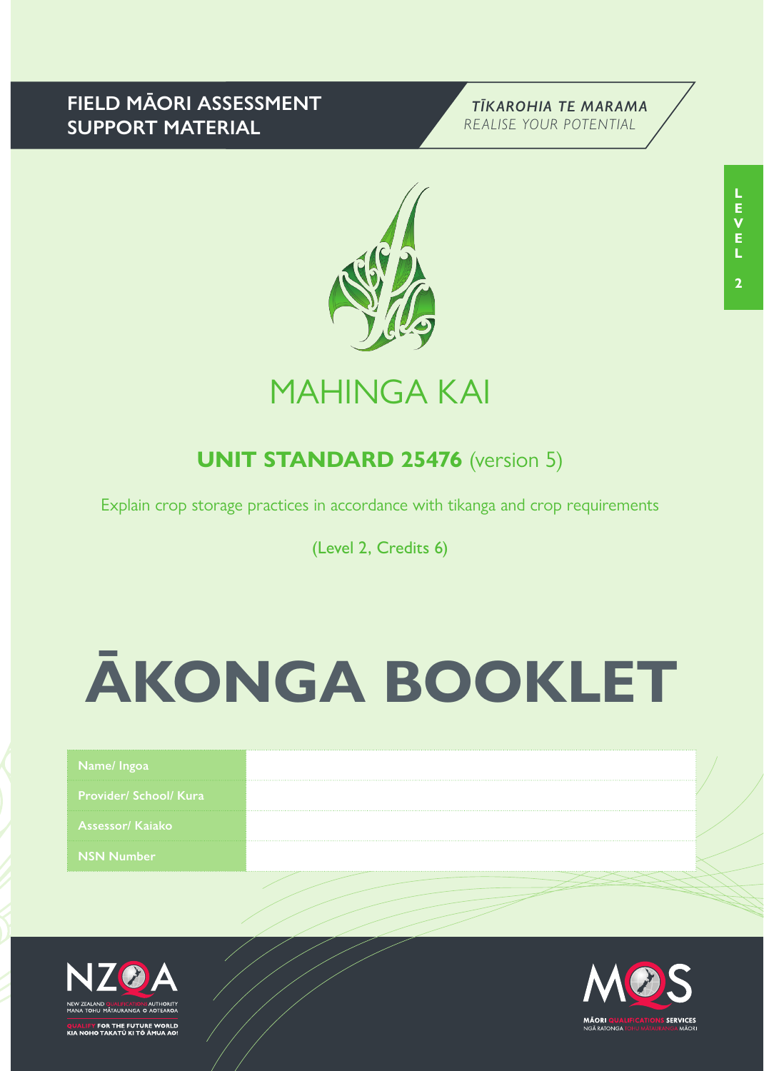FIELD MĀORI ASSESSMENT SUPPORT MATERIAL

*TĪKAROHIA TE MARAMA*
*REALISE YOUR POTENTIAL*

LEVEL 2

# MAHINGA KAI

## UNIT STANDARD 25476 (version 5)

Explain crop storage practices in accordance with tikanga and crop requirements

(Level 2, Credits 6)

# ĀKONGA BOOKLET

| Name/ Ingoa | |
|---|---|
| Provider/ School/ Kura | |
| Assessor/ Kaiako | |
| NSN Number | |

NZQA
NEW ZEALAND QUALIFICATIONS AUTHORITY
MANA TOHU MĀTAURANGA O AOTEAROA
QUALIFY FOR THE FUTURE WORLD
KIA NOHO TAKATŪ KI TŌ ĀMUA AO!

MQS
MĀORI QUALIFICATIONS SERVICES
NGĀ RATONGA TOHU MĀTAURANGA MĀORI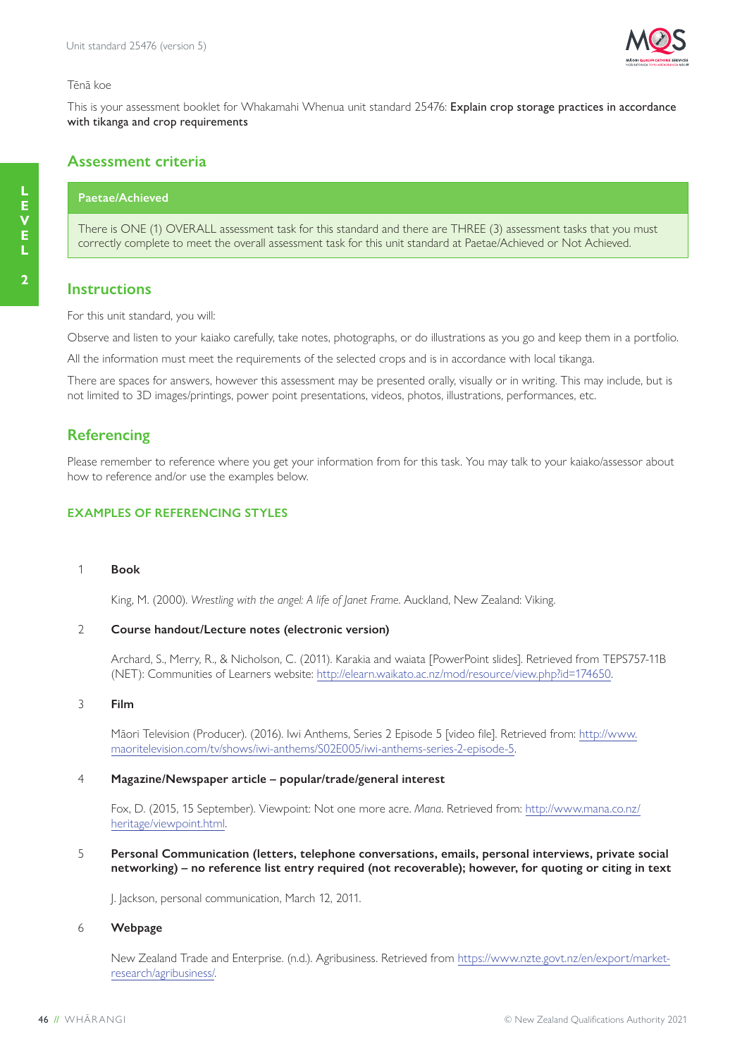Tēnā koe

This is your assessment booklet for Whakamahi Whenua unit standard 25476: **Explain crop storage practices in accordance with tikanga and crop requirements**

## Assessment criteria

| Paetae/Achieved |
| --- |
| There is ONE (1) OVERALL assessment task for this standard and there are THREE (3) assessment tasks that you must correctly complete to meet the overall assessment task for this unit standard at Paetae/Achieved or Not Achieved. |

## Instructions

For this unit standard, you will:

Observe and listen to your kaiako carefully, take notes, photographs, or do illustrations as you go and keep them in a portfolio.

All the information must meet the requirements of the selected crops and is in accordance with local tikanga.

There are spaces for answers, however this assessment may be presented orally, visually or in writing. This may include, but is not limited to 3D images/printings, power point presentations, videos, photos, illustrations, performances, etc.

## Referencing

Please remember to reference where you get your information from for this task. You may talk to your kaiako/assessor about how to reference and/or use the examples below.

### EXAMPLES OF REFERENCING STYLES

1. **Book**

   King, M. (2000). *Wrestling with the angel: A life of Janet Frame*. Auckland, New Zealand: Viking.

2. **Course handout/Lecture notes (electronic version)**

   Archard, S., Merry, R., & Nicholson, C. (2011). Karakia and waiata [PowerPoint slides]. Retrieved from TEPS757-11B (NET): Communities of Learners website: http://elearn.waikato.ac.nz/mod/resource/view.php?id=174650.

3. **Film**

   Māori Television (Producer). (2016). Iwi Anthems, Series 2 Episode 5 [video file]. Retrieved from: http://www.maoritelevision.com/tv/shows/iwi-anthems/S02E005/iwi-anthems-series-2-episode-5.

4. **Magazine/Newspaper article – popular/trade/general interest**

   Fox, D. (2015, 15 September). Viewpoint: Not one more acre. *Mana*. Retrieved from: http://www.mana.co.nz/heritage/viewpoint.html.

5. **Personal Communication (letters, telephone conversations, emails, personal interviews, private social networking) – no reference list entry required (not recoverable); however, for quoting or citing in text**

   J. Jackson, personal communication, March 12, 2011.

6. **Webpage**

   New Zealand Trade and Enterprise. (n.d.). Agribusiness. Retrieved from https://www.nzte.govt.nz/en/export/market-research/agribusiness/.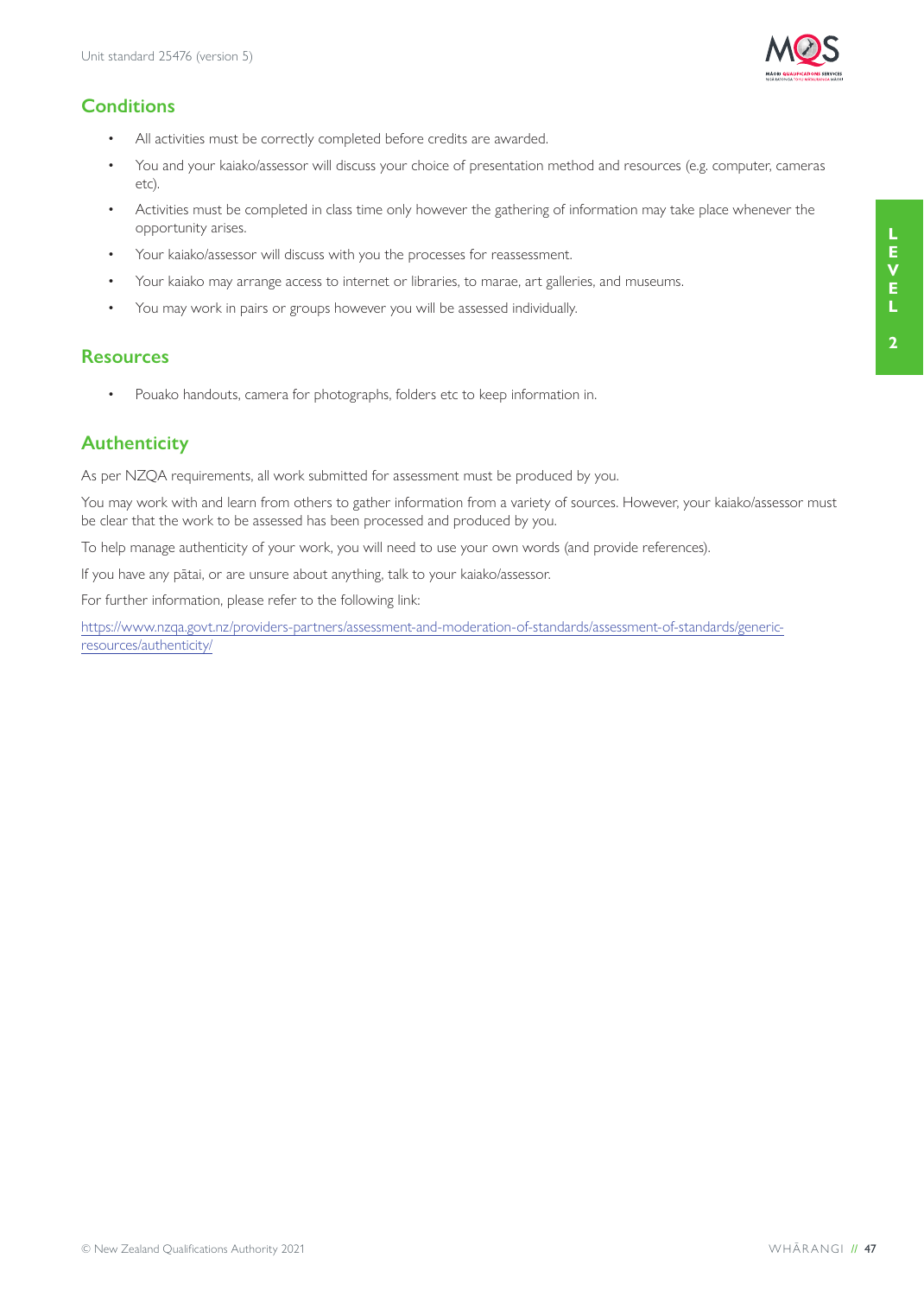## Conditions

- All activities must be correctly completed before credits are awarded.
- You and your kaiako/assessor will discuss your choice of presentation method and resources (e.g. computer, cameras etc).
- Activities must be completed in class time only however the gathering of information may take place whenever the opportunity arises.
- Your kaiako/assessor will discuss with you the processes for reassessment.
- Your kaiako may arrange access to internet or libraries, to marae, art galleries, and museums.
- You may work in pairs or groups however you will be assessed individually.

## Resources

- Pouako handouts, camera for photographs, folders etc to keep information in.

## Authenticity

As per NZQA requirements, all work submitted for assessment must be produced by you.

You may work with and learn from others to gather information from a variety of sources. However, your kaiako/assessor must be clear that the work to be assessed has been processed and produced by you.

To help manage authenticity of your work, you will need to use your own words (and provide references).

If you have any pātai, or are unsure about anything, talk to your kaiako/assessor.

For further information, please refer to the following link:

https://www.nzqa.govt.nz/providers-partners/assessment-and-moderation-of-standards/assessment-of-standards/generic-resources/authenticity/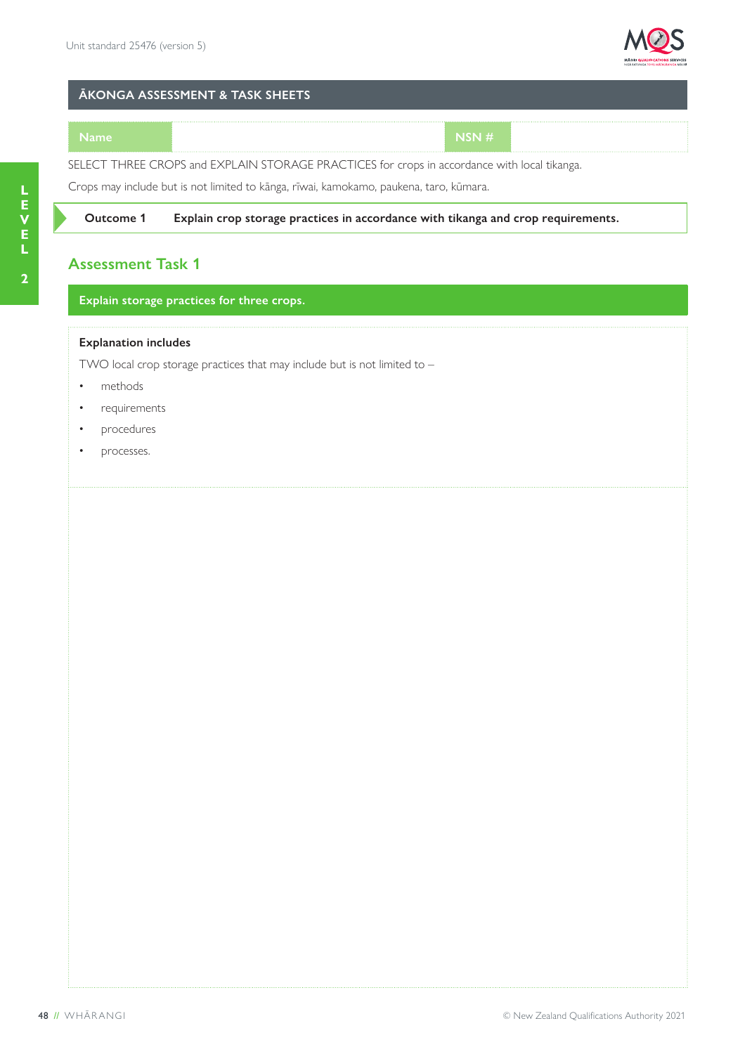## ĀKONGA ASSESSMENT & TASK SHEETS

| Name | | NSN # | |
|---|---|---|---|

SELECT THREE CROPS and EXPLAIN STORAGE PRACTICES for crops in accordance with local tikanga.

Crops may include but is not limited to kānga, rīwai, kamokamo, paukena, taro, kūmara.

**Outcome 1** **Explain crop storage practices in accordance with tikanga and crop requirements.**

## Assessment Task 1

**Explain storage practices for three crops.**

**Explanation includes**

TWO local crop storage practices that may include but is not limited to –

- methods
- requirements
- procedures
- processes.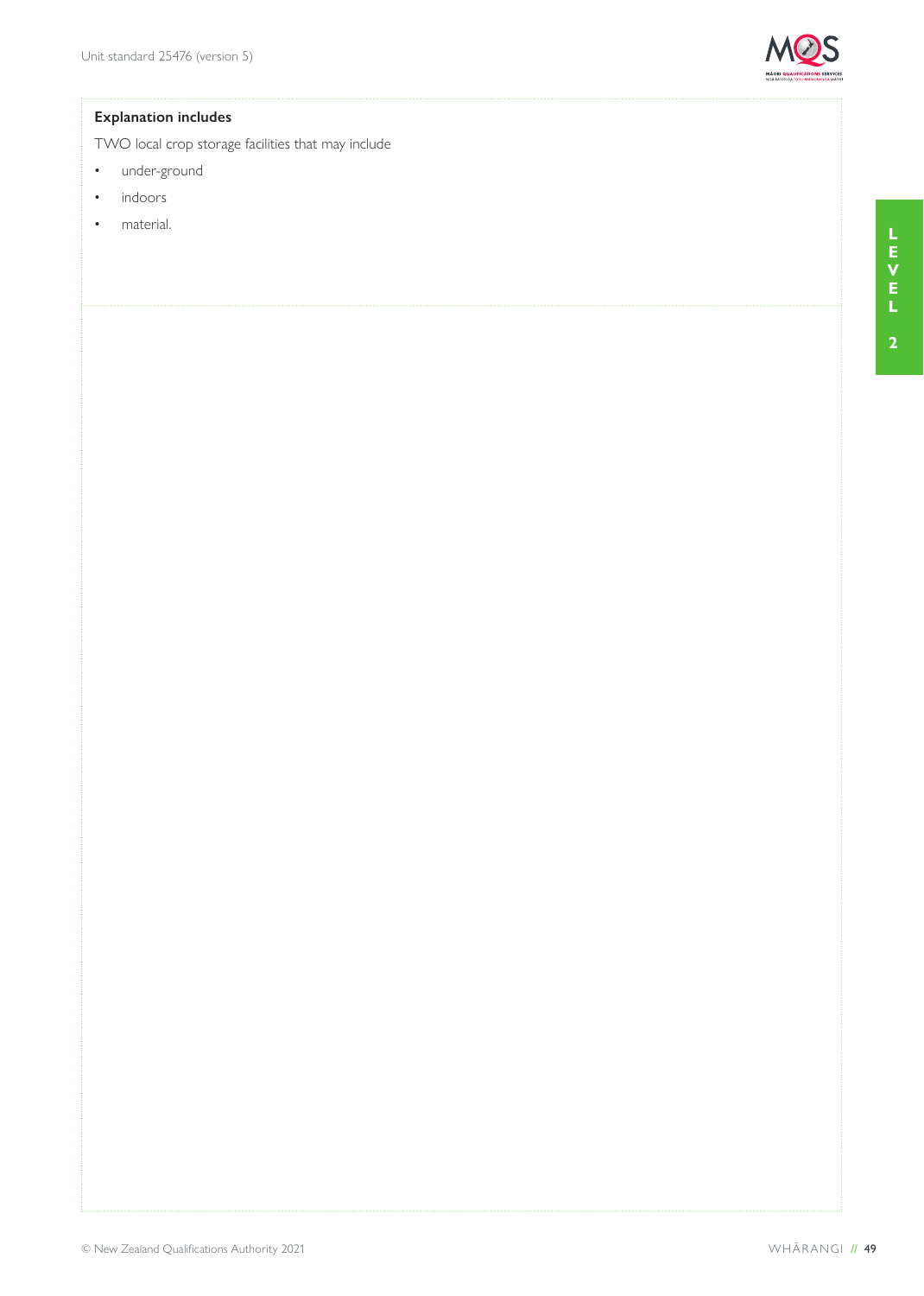**Explanation includes**

TWO local crop storage facilities that may include

- under-ground
- indoors
- material.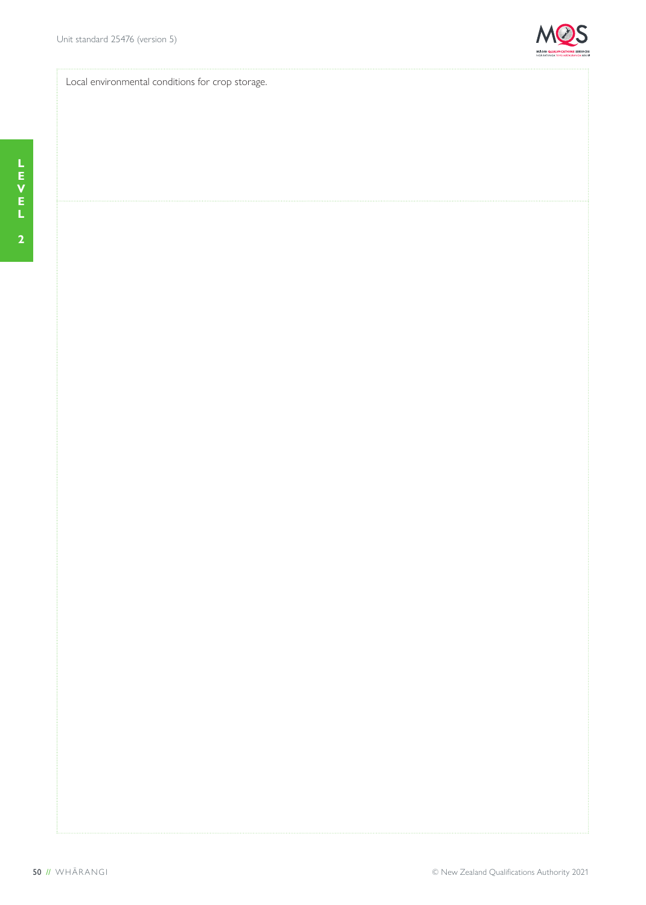Local environmental conditions for crop storage.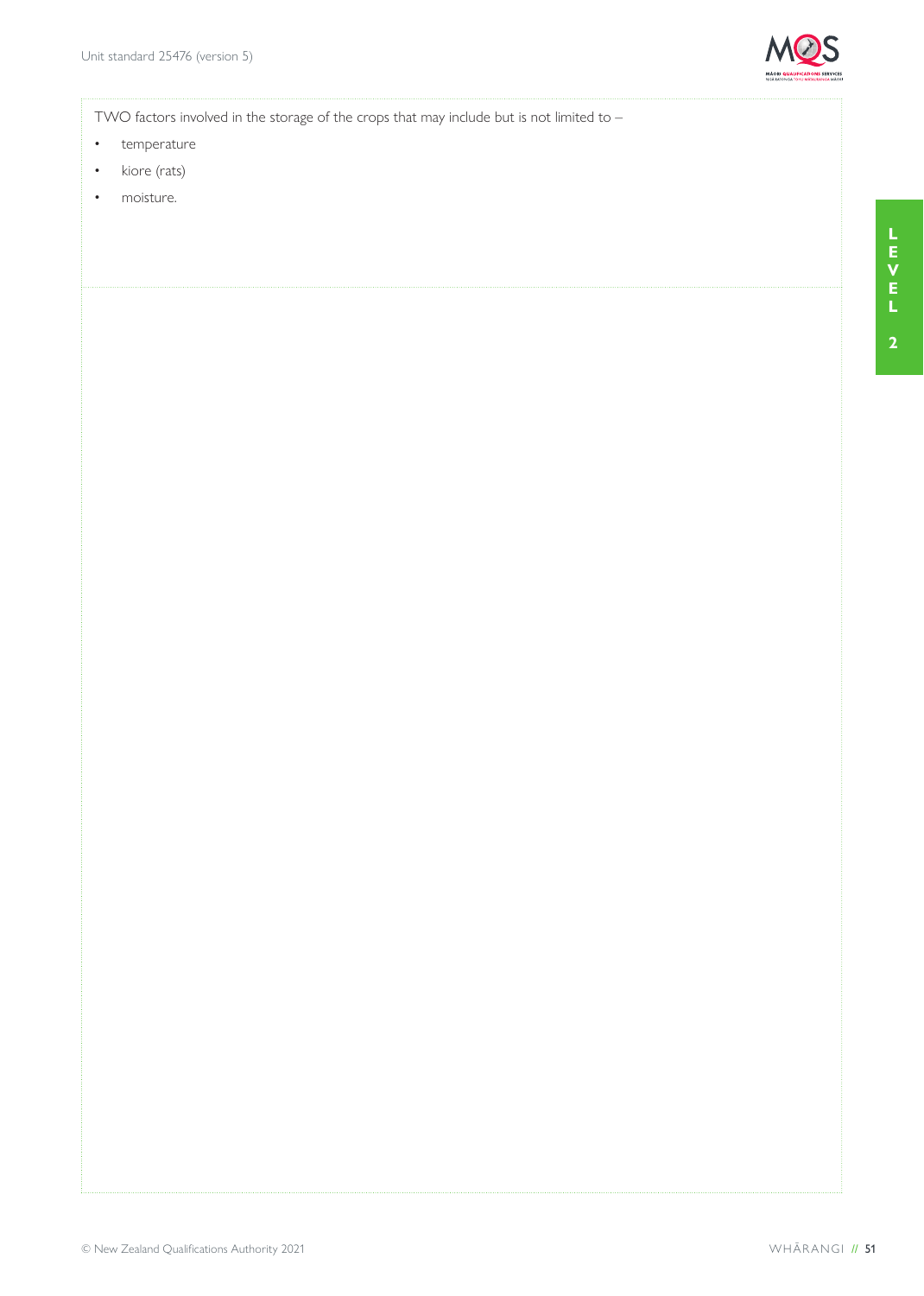TWO factors involved in the storage of the crops that may include but is not limited to –

- temperature
- kiore (rats)
- moisture.